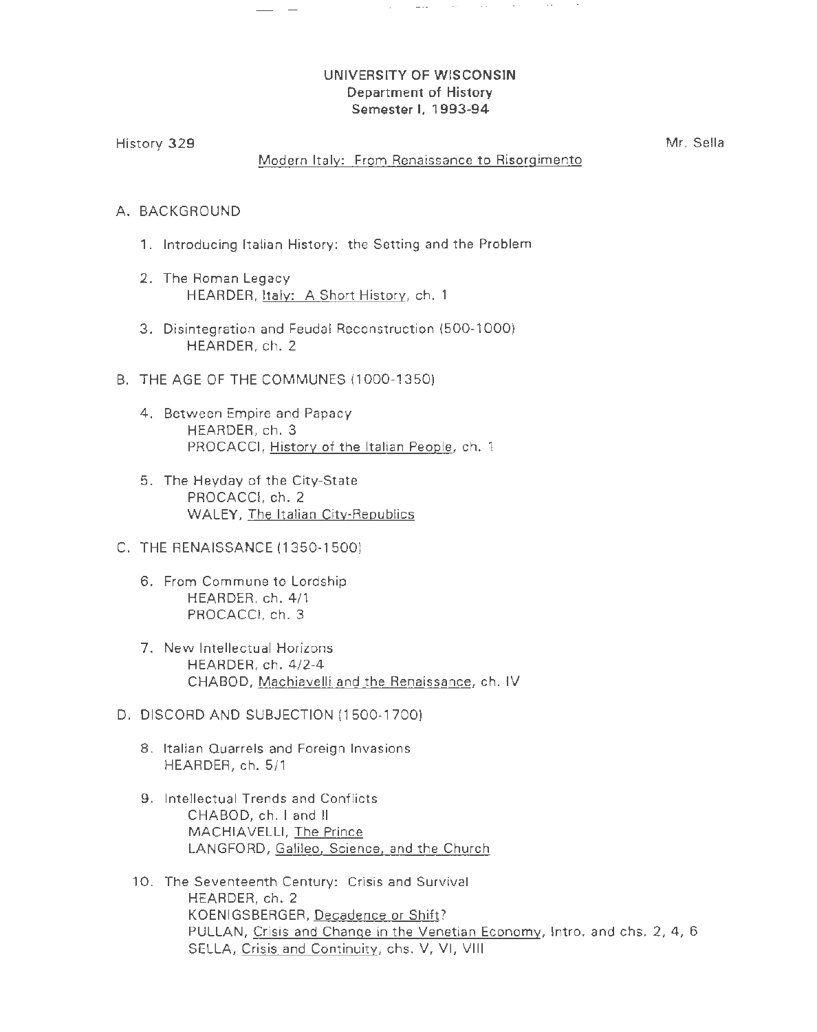UNIVERSITY OF WISCONSIN
Department of History
Semester I, 1993-94

History 329 Mr. Sella

Modern Italy: From Renaissance to Risorgimento

## A. BACKGROUND

1. Introducing Italian History: the Setting and the Problem

2. The Roman Legacy
   HEARDER, Italy: A Short History, ch. 1

3. Disintegration and Feudal Reconstruction (500-1000)
   HEARDER, ch. 2

## B. THE AGE OF THE COMMUNES (1000-1350)

4. Between Empire and Papacy
   HEARDER, ch. 3
   PROCACCI, History of the Italian People, ch. 1

5. The Heyday of the City-State
   PROCACCI, ch. 2
   WALEY, The Italian City-Republics

## C. THE RENAISSANCE (1350-1500)

6. From Commune to Lordship
   HEARDER, ch. 4/1
   PROCACCI, ch. 3

7. New Intellectual Horizons
   HEARDER, ch. 4/2-4
   CHABOD, Machiavelli and the Renaissance, ch. IV

## D. DISCORD AND SUBJECTION (1500-1700)

8. Italian Quarrels and Foreign Invasions
   HEARDER, ch. 5/1

9. Intellectual Trends and Conflicts
   CHABOD, ch. I and II
   MACHIAVELLI, The Prince
   LANGFORD, Galileo, Science, and the Church

10. The Seventeenth Century: Crisis and Survival
    HEARDER, ch. 2
    KOENIGSBERGER, Decadence or Shift?
    PULLAN, Crisis and Change in the Venetian Economy, Intro. and chs. 2, 4, 6
    SELLA, Crisis and Continuity, chs. V, VI, VIII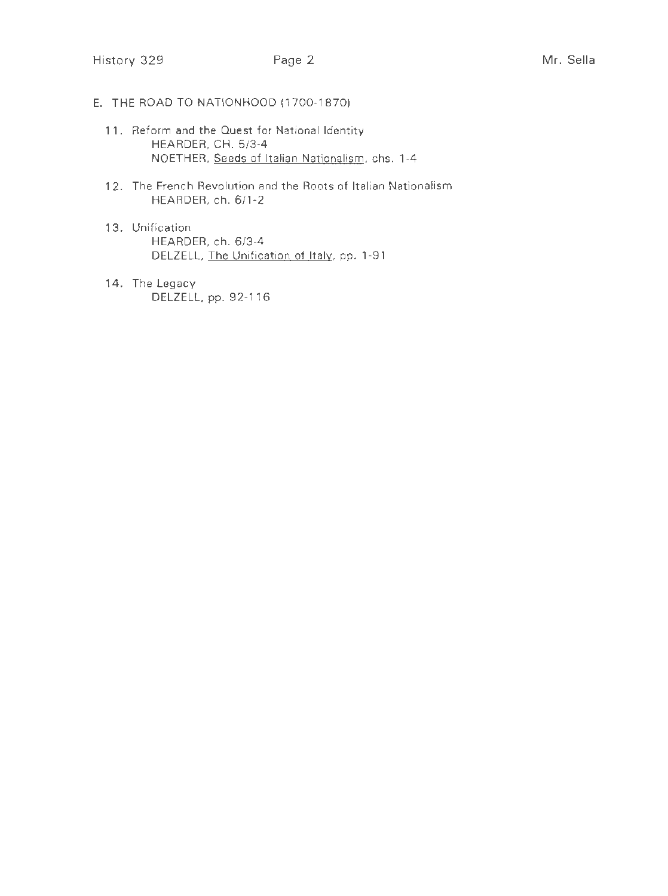E. THE ROAD TO NATIONHOOD (1700-1870)

11. Reform and the Quest for National Identity
    HEARDER, CH. 5/3-4
    NOETHER, Seeds of Italian Nationalism, chs. 1-4

12. The French Revolution and the Roots of Italian Nationalism
    HEARDER, ch. 6/1-2

13. Unification
    HEARDER, ch. 6/3-4
    DELZELL, The Unification of Italy, pp. 1-91

14. The Legacy
    DELZELL, pp. 92-116